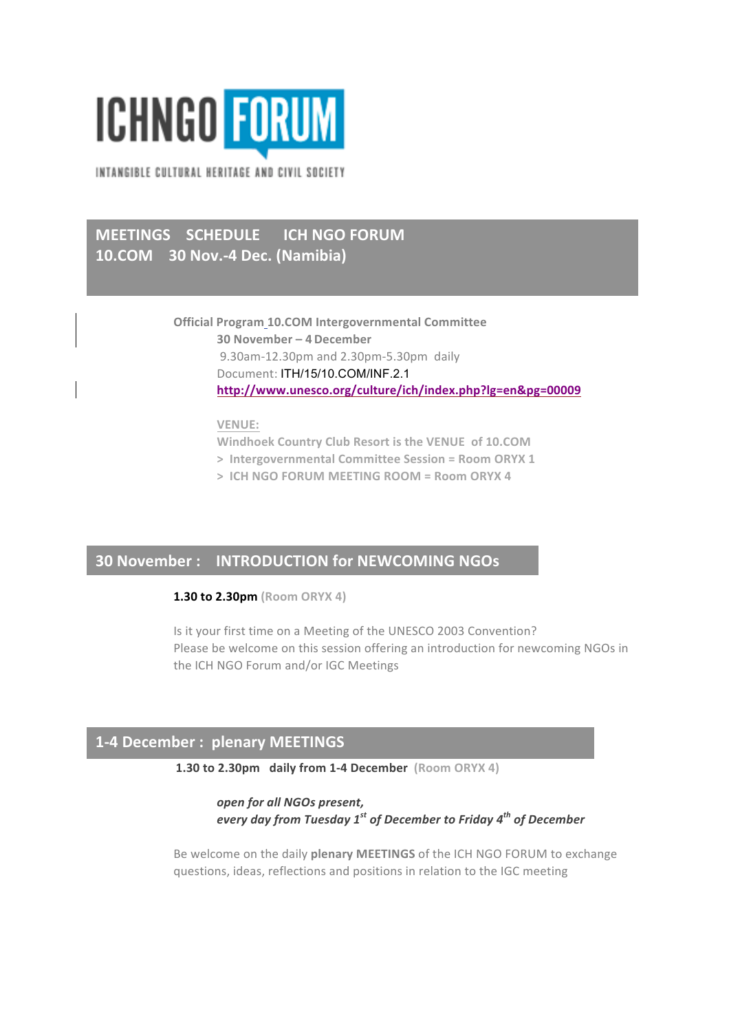# ICHNGO FORUM

INTANGIBLE CULTURAL HERITAGE AND CIVIL SOCIETY

## MEETINGS SCHEDULE ICH NGO FORUM 10.COM 30 Nov.-4 Dec. (Namibia)

**Official Program 10.COM Intergovernmental Committee**
**30 November – 4 December**
9.30am-12.30pm and 2.30pm-5.30pm daily
Document: ITH/15/10.COM/INF.2.1
**http://www.unesco.org/culture/ich/index.php?lg=en&pg=00009**

**VENUE:**
**Windhoek Country Club Resort is the VENUE of 10.COM**
**> Intergovernmental Committee Session = Room ORYX 1**
**> ICH NGO FORUM MEETING ROOM = Room ORYX 4**

## 30 November : INTRODUCTION for NEWCOMING NGOs

**1.30 to 2.30pm** (Room ORYX 4)

Is it your first time on a Meeting of the UNESCO 2003 Convention?
Please be welcome on this session offering an introduction for newcoming NGOs in the ICH NGO Forum and/or IGC Meetings

## 1-4 December : plenary MEETINGS

**1.30 to 2.30pm daily from 1-4 December** (Room ORYX 4)

***open for all NGOs present,***
***every day from Tuesday 1st of December to Friday 4th of December***

Be welcome on the daily **plenary MEETINGS** of the ICH NGO FORUM to exchange questions, ideas, reflections and positions in relation to the IGC meeting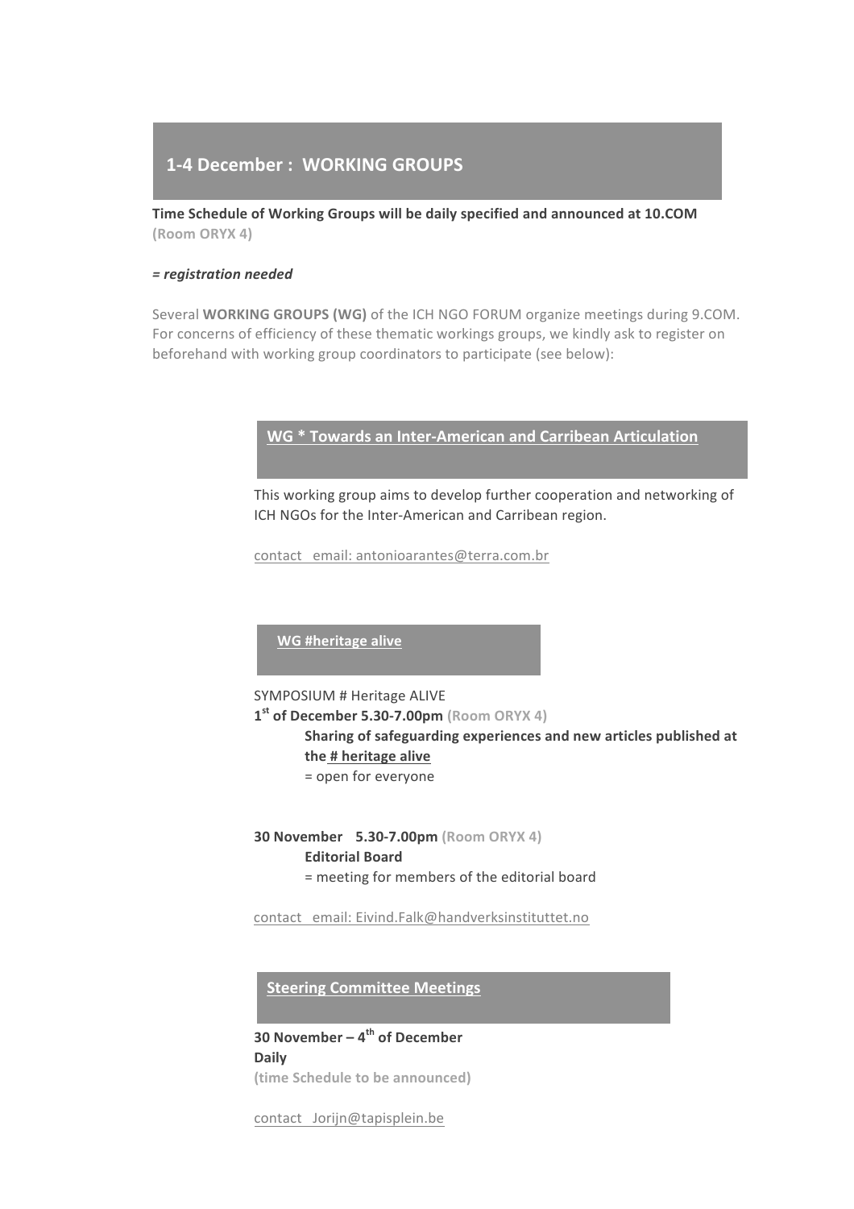## 1-4 December : WORKING GROUPS

**Time Schedule of Working Groups will be daily specified and announced at 10.COM (Room ORYX 4)**

***= registration needed***

Several **WORKING GROUPS (WG)** of the ICH NGO FORUM organize meetings during 9.COM. For concerns of efficiency of these thematic workings groups, we kindly ask to register on beforehand with working group coordinators to participate (see below):

### WG * Towards an Inter-American and Carribean Articulation

This working group aims to develop further cooperation and networking of ICH NGOs for the Inter-American and Carribean region.

contact email: antonioarantes@terra.com.br

### WG #heritage alive

SYMPOSIUM # Heritage ALIVE

**1st of December 5.30-7.00pm (Room ORYX 4)**

**Sharing of safeguarding experiences and new articles published at the # heritage alive**

= open for everyone

**30 November 5.30-7.00pm (Room ORYX 4)**

**Editorial Board**

= meeting for members of the editorial board

contact email: Eivind.Falk@handverksinstituttet.no

### Steering Committee Meetings

**30 November – 4th of December**

**Daily**

**(time Schedule to be announced)**

contact Jorijn@tapisplein.be